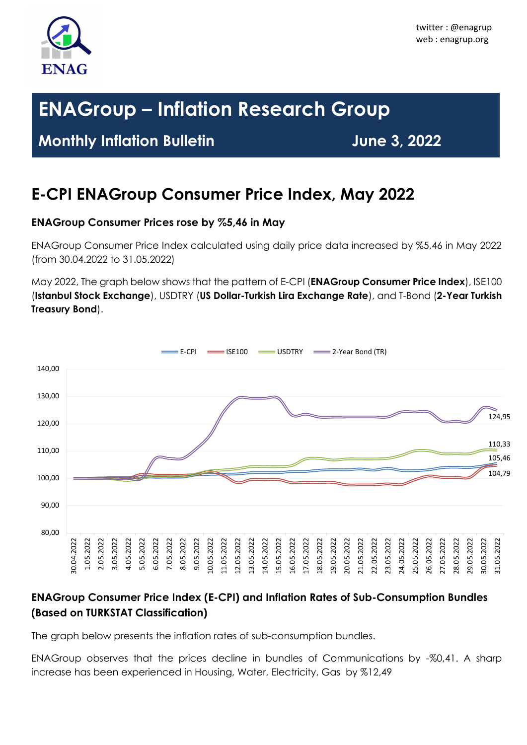twitter : @enagrup
web : enagrup.org

# ENAGroup – Inflation Research Group

## Monthly Inflation Bulletin — June 3, 2022

## E-CPI ENAGroup Consumer Price Index, May 2022

### ENAGroup Consumer Prices rose by %5,46 in May

ENAGroup Consumer Price Index calculated using daily price data increased by %5,46 in May 2022 (from 30.04.2022 to 31.05.2022)

May 2022, The graph below shows that the pattern of E-CPI (**ENAGroup Consumer Price Index**), ISE100 (**Istanbul Stock Exchange**), USDTRY (**US Dollar-Turkish Lira Exchange Rate**), and T-Bond (**2-Year Turkish Treasury Bond**).

### ENAGroup Consumer Price Index (E-CPI) and Inflation Rates of Sub-Consumption Bundles (Based on TURKSTAT Classification)

The graph below presents the inflation rates of sub-consumption bundles.

ENAGroup observes that the prices decline in bundles of Communications by -%0,41. A sharp increase has been experienced in Housing, Water, Electricity, Gas by %12,49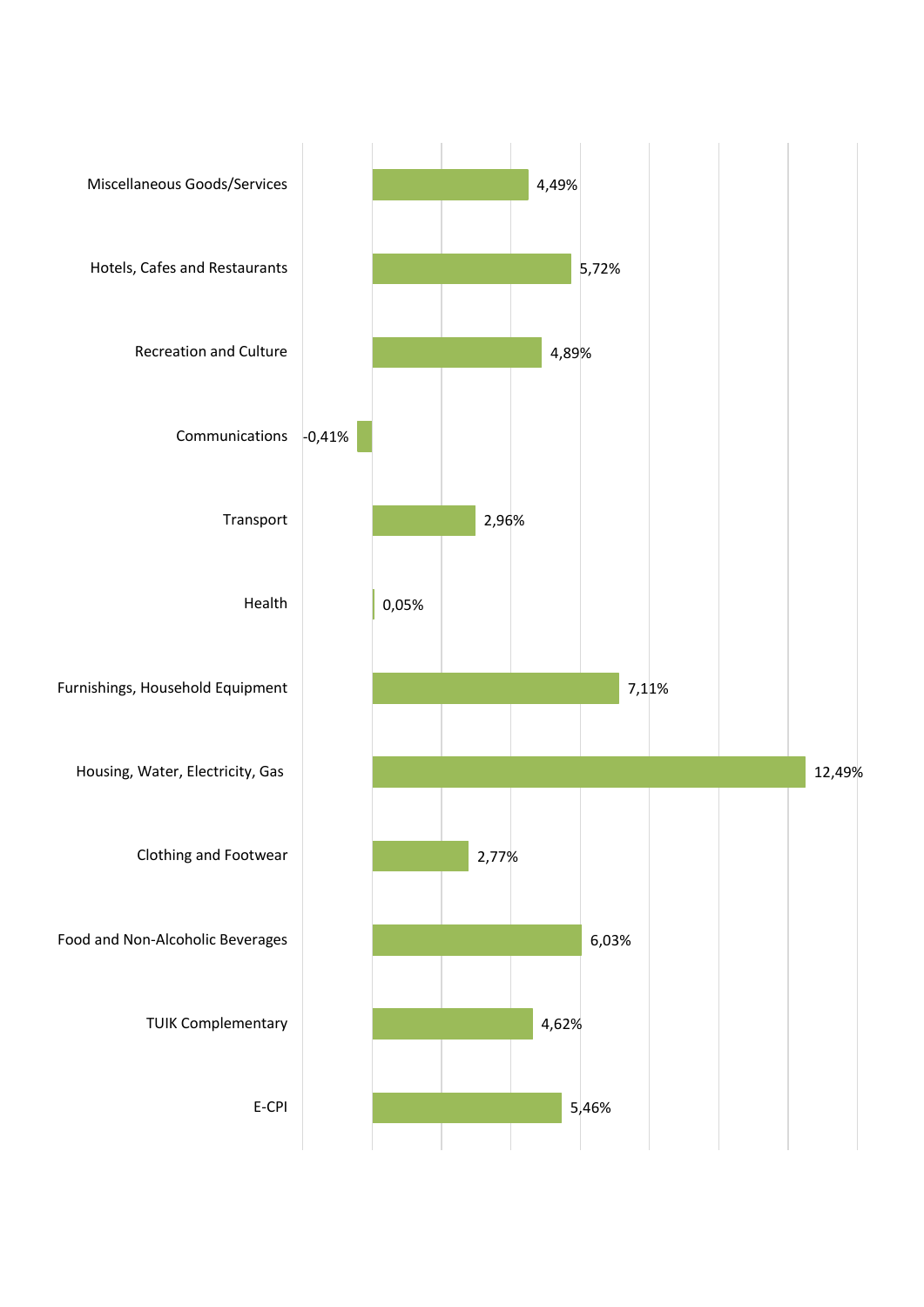| Category | Value |
|---|---|
| Miscellaneous Goods/Services | 4,49% |
| Hotels, Cafes and Restaurants | 5,72% |
| Recreation and Culture | 4,89% |
| Communications | -0,41% |
| Transport | 2,96% |
| Health | 0,05% |
| Furnishings, Household Equipment | 7,11% |
| Housing, Water, Electricity, Gas | 12,49% |
| Clothing and Footwear | 2,77% |
| Food and Non-Alcoholic Beverages | 6,03% |
| TUIK Complementary | 4,62% |
| E-CPI | 5,46% |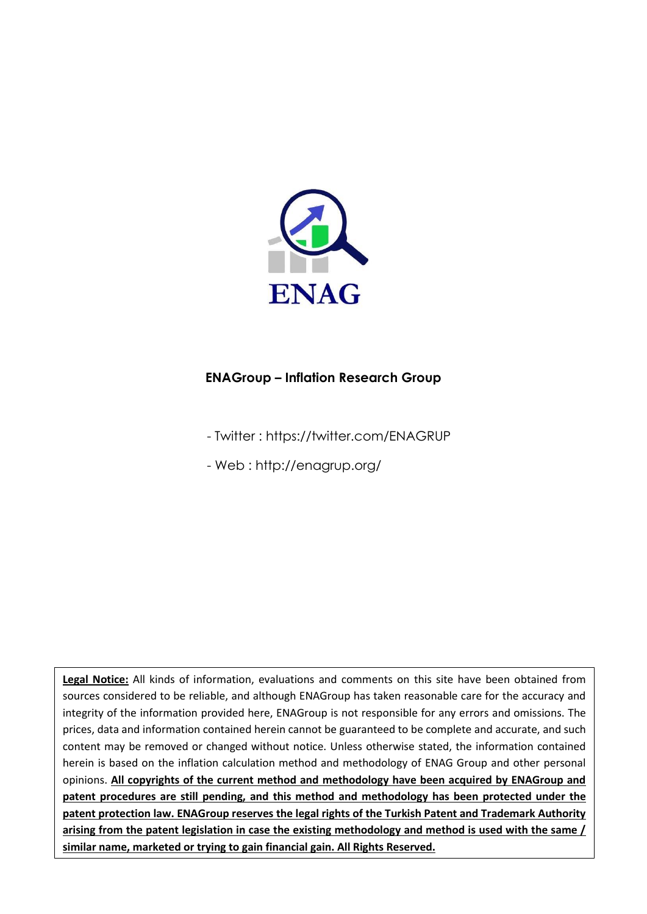ENAG

**ENAGroup – Inflation Research Group**

- Twitter : https://twitter.com/ENAGRUP
- Web : http://enagrup.org/

**Legal Notice:** All kinds of information, evaluations and comments on this site have been obtained from sources considered to be reliable, and although ENAGroup has taken reasonable care for the accuracy and integrity of the information provided here, ENAGroup is not responsible for any errors and omissions. The prices, data and information contained herein cannot be guaranteed to be complete and accurate, and such content may be removed or changed without notice. Unless otherwise stated, the information contained herein is based on the inflation calculation method and methodology of ENAG Group and other personal opinions. **All copyrights of the current method and methodology have been acquired by ENAGroup and patent procedures are still pending, and this method and methodology has been protected under the patent protection law. ENAGroup reserves the legal rights of the Turkish Patent and Trademark Authority arising from the patent legislation in case the existing methodology and method is used with the same / similar name, marketed or trying to gain financial gain. All Rights Reserved.**